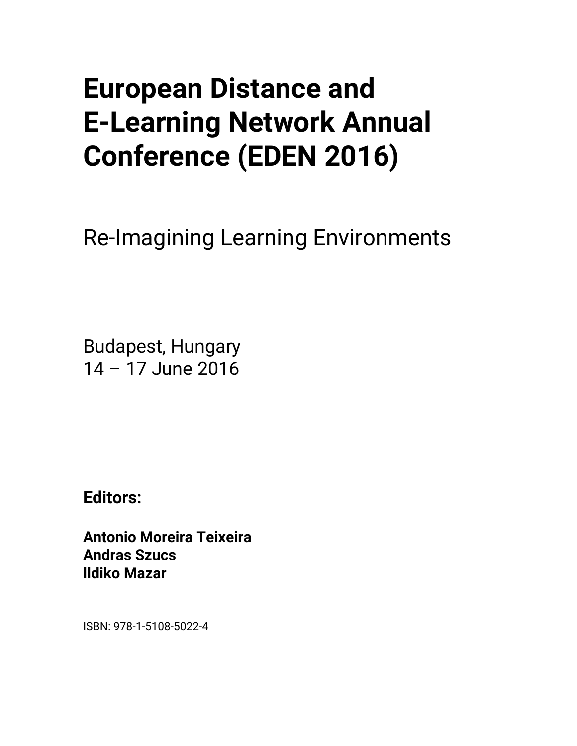# European Distance and E-Learning Network Annual Conference (EDEN 2016)

Re-Imagining Learning Environments

Budapest, Hungary
14 – 17 June 2016

**Editors:**

**Antonio Moreira Teixeira**
**Andras Szucs**
**Ildiko Mazar**

ISBN: 978-1-5108-5022-4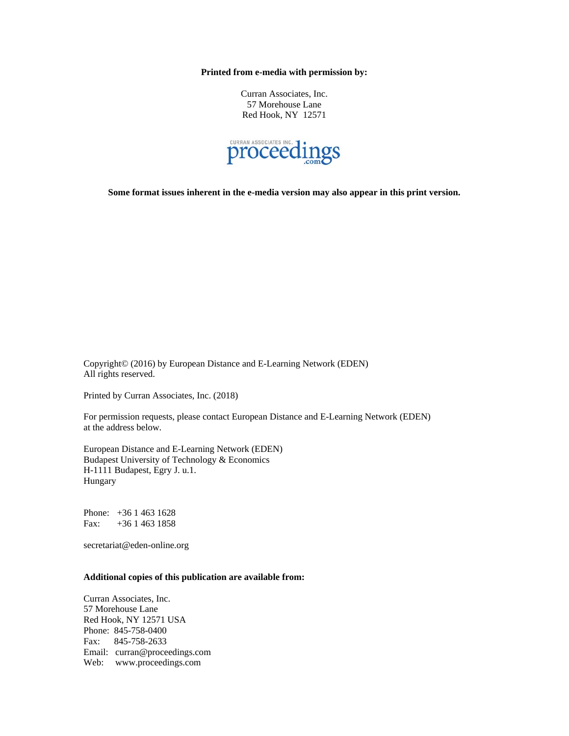**Printed from e-media with permission by:**

Curran Associates, Inc.
57 Morehouse Lane
Red Hook, NY 12571

**Some format issues inherent in the e-media version may also appear in this print version.**

Copyright© (2016) by European Distance and E-Learning Network (EDEN)
All rights reserved.

Printed by Curran Associates, Inc. (2018)

For permission requests, please contact European Distance and E-Learning Network (EDEN) at the address below.

European Distance and E-Learning Network (EDEN)
Budapest University of Technology & Economics
H-1111 Budapest, Egry J. u.1.
Hungary

Phone: +36 1 463 1628
Fax: +36 1 463 1858

secretariat@eden-online.org

**Additional copies of this publication are available from:**

Curran Associates, Inc.
57 Morehouse Lane
Red Hook, NY 12571 USA
Phone: 845-758-0400
Fax: 845-758-2633
Email: curran@proceedings.com
Web: www.proceedings.com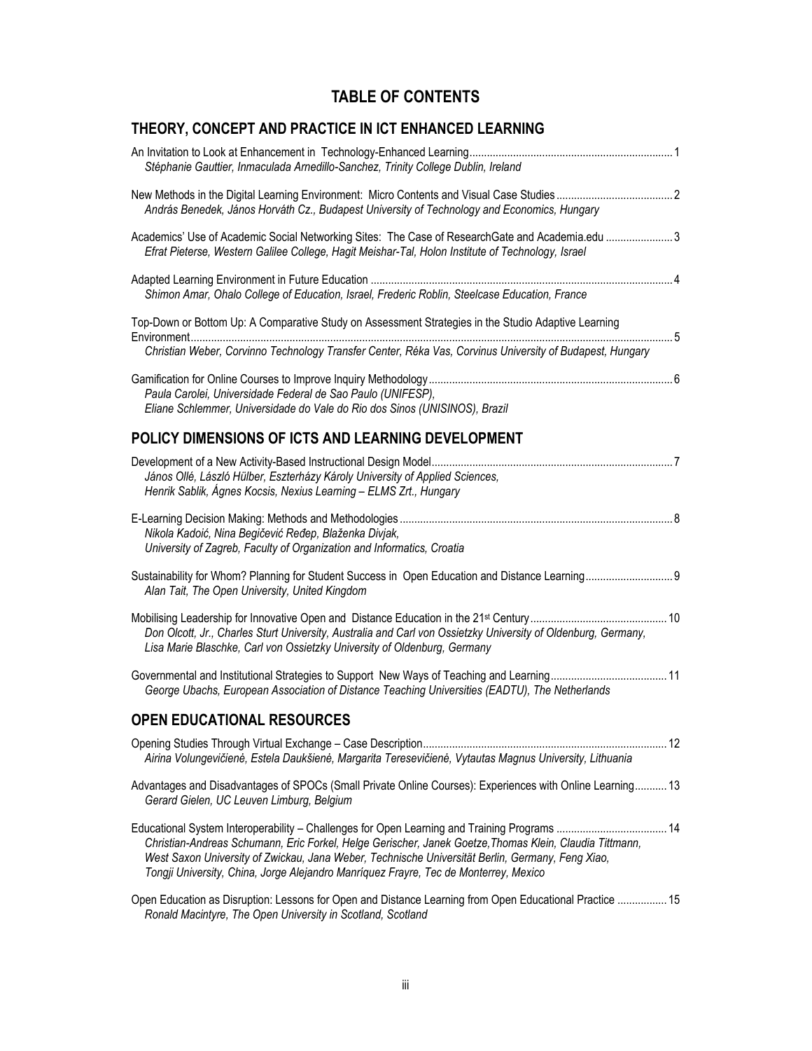## TABLE OF CONTENTS

### THEORY, CONCEPT AND PRACTICE IN ICT ENHANCED LEARNING

An Invitation to Look at Enhancement in Technology-Enhanced Learning ..... 1
*Stéphanie Gauttier, Inmaculada Arnedillo-Sanchez, Trinity College Dublin, Ireland*

New Methods in the Digital Learning Environment: Micro Contents and Visual Case Studies ..... 2
*András Benedek, János Horváth Cz., Budapest University of Technology and Economics, Hungary*

Academics' Use of Academic Social Networking Sites: The Case of ResearchGate and Academia.edu ..... 3
*Efrat Pieterse, Western Galilee College, Hagit Meishar-Tal, Holon Institute of Technology, Israel*

Adapted Learning Environment in Future Education ..... 4
*Shimon Amar, Ohalo College of Education, Israel, Frederic Roblin, Steelcase Education, France*

Top-Down or Bottom Up: A Comparative Study on Assessment Strategies in the Studio Adaptive Learning Environment ..... 5
*Christian Weber, Corvinno Technology Transfer Center, Réka Vas, Corvinus University of Budapest, Hungary*

Gamification for Online Courses to Improve Inquiry Methodology ..... 6
*Paula Carolei, Universidade Federal de Sao Paulo (UNIFESP),*
*Eliane Schlemmer, Universidade do Vale do Rio dos Sinos (UNISINOS), Brazil*

### POLICY DIMENSIONS OF ICTS AND LEARNING DEVELOPMENT

Development of a New Activity-Based Instructional Design Model ..... 7
*János Ollé, László Hülber, Eszterházy Károly University of Applied Sciences,*
*Henrik Sablik, Ágnes Kocsis, Nexius Learning – ELMS Zrt., Hungary*

E-Learning Decision Making: Methods and Methodologies ..... 8
*Nikola Kadoić, Nina Begičević Ređep, Blaženka Divjak,*
*University of Zagreb, Faculty of Organization and Informatics, Croatia*

Sustainability for Whom? Planning for Student Success in Open Education and Distance Learning ..... 9
*Alan Tait, The Open University, United Kingdom*

Mobilising Leadership for Innovative Open and Distance Education in the 21st Century ..... 10
*Don Olcott, Jr., Charles Sturt University, Australia and Carl von Ossietzky University of Oldenburg, Germany,*
*Lisa Marie Blaschke, Carl von Ossietzky University of Oldenburg, Germany*

Governmental and Institutional Strategies to Support New Ways of Teaching and Learning ..... 11
*George Ubachs, European Association of Distance Teaching Universities (EADTU), The Netherlands*

### OPEN EDUCATIONAL RESOURCES

Opening Studies Through Virtual Exchange – Case Description ..... 12
*Airina Volungevičienė, Estela Daukšienė, Margarita Teresevičienė, Vytautas Magnus University, Lithuania*

Advantages and Disadvantages of SPOCs (Small Private Online Courses): Experiences with Online Learning ..... 13
*Gerard Gielen, UC Leuven Limburg, Belgium*

Educational System Interoperability – Challenges for Open Learning and Training Programs ..... 14
*Christian-Andreas Schumann, Eric Forkel, Helge Gerischer, Janek Goetze, Thomas Klein, Claudia Tittmann,*
*West Saxon University of Zwickau, Jana Weber, Technische Universität Berlin, Germany, Feng Xiao,*
*Tongji University, China, Jorge Alejandro Manríquez Frayre, Tec de Monterrey, Mexico*

Open Education as Disruption: Lessons for Open and Distance Learning from Open Educational Practice ..... 15
*Ronald Macintyre, The Open University in Scotland, Scotland*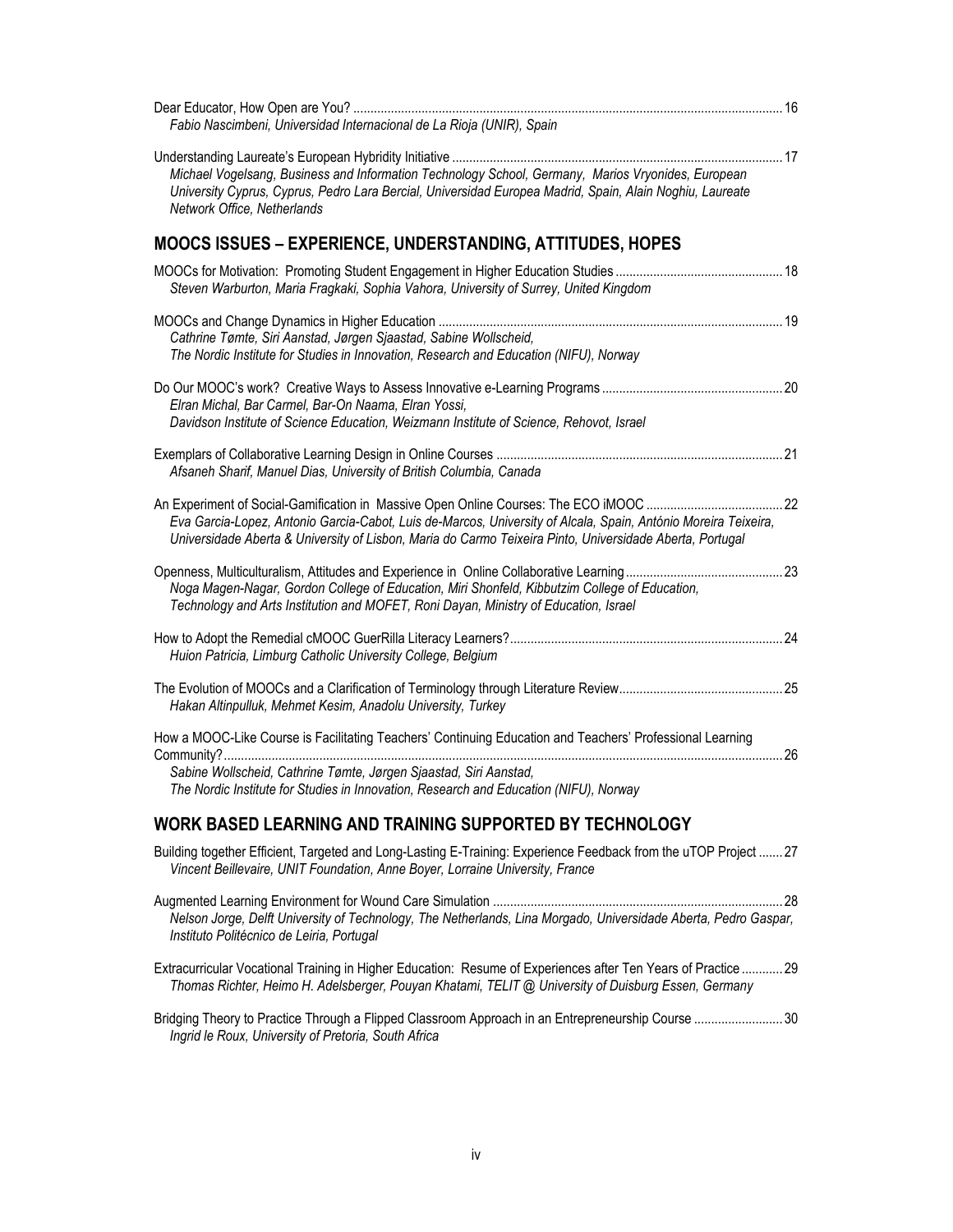Dear Educator, How Open are You? ............................................................ 16
*Fabio Nascimbeni, Universidad Internacional de La Rioja (UNIR), Spain*

Understanding Laureate's European Hybridity Initiative ............................................................ 17
*Michael Vogelsang, Business and Information Technology School, Germany, Marios Vryonides, European University Cyprus, Cyprus, Pedro Lara Bercial, Universidad Europea Madrid, Spain, Alain Noghiu, Laureate Network Office, Netherlands*

## MOOCS ISSUES – EXPERIENCE, UNDERSTANDING, ATTITUDES, HOPES

MOOCs for Motivation: Promoting Student Engagement in Higher Education Studies ............................................................ 18
*Steven Warburton, Maria Fragkaki, Sophia Vahora, University of Surrey, United Kingdom*

MOOCs and Change Dynamics in Higher Education ............................................................ 19
*Cathrine Tømte, Siri Aanstad, Jørgen Sjaastad, Sabine Wollscheid, The Nordic Institute for Studies in Innovation, Research and Education (NIFU), Norway*

Do Our MOOC's work? Creative Ways to Assess Innovative e-Learning Programs ............................................................ 20
*Elran Michal, Bar Carmel, Bar-On Naama, Elran Yossi, Davidson Institute of Science Education, Weizmann Institute of Science, Rehovot, Israel*

Exemplars of Collaborative Learning Design in Online Courses ............................................................ 21
*Afsaneh Sharif, Manuel Dias, University of British Columbia, Canada*

An Experiment of Social-Gamification in Massive Open Online Courses: The ECO iMOOC ............................................................ 22
*Eva Garcia-Lopez, Antonio Garcia-Cabot, Luis de-Marcos, University of Alcala, Spain, António Moreira Teixeira, Universidade Aberta & University of Lisbon, Maria do Carmo Teixeira Pinto, Universidade Aberta, Portugal*

Openness, Multiculturalism, Attitudes and Experience in Online Collaborative Learning ............................................................ 23
*Noga Magen-Nagar, Gordon College of Education, Miri Shonfeld, Kibbutzim College of Education, Technology and Arts Institution and MOFET, Roni Dayan, Ministry of Education, Israel*

How to Adopt the Remedial cMOOC GuerRilla Literacy Learners? ............................................................ 24
*Huion Patricia, Limburg Catholic University College, Belgium*

The Evolution of MOOCs and a Clarification of Terminology through Literature Review ............................................................ 25
*Hakan Altinpulluk, Mehmet Kesim, Anadolu University, Turkey*

How a MOOC-Like Course is Facilitating Teachers' Continuing Education and Teachers' Professional Learning Community? ............................................................ 26
*Sabine Wollscheid, Cathrine Tømte, Jørgen Sjaastad, Siri Aanstad, The Nordic Institute for Studies in Innovation, Research and Education (NIFU), Norway*

## WORK BASED LEARNING AND TRAINING SUPPORTED BY TECHNOLOGY

Building together Efficient, Targeted and Long-Lasting E-Training: Experience Feedback from the uTOP Project ........ 27
*Vincent Beillevaire, UNIT Foundation, Anne Boyer, Lorraine University, France*

Augmented Learning Environment for Wound Care Simulation ............................................................ 28
*Nelson Jorge, Delft University of Technology, The Netherlands, Lina Morgado, Universidade Aberta, Pedro Gaspar, Instituto Politécnico de Leiria, Portugal*

Extracurricular Vocational Training in Higher Education: Resume of Experiences after Ten Years of Practice ............ 29
*Thomas Richter, Heimo H. Adelsberger, Pouyan Khatami, TELIT @ University of Duisburg Essen, Germany*

Bridging Theory to Practice Through a Flipped Classroom Approach in an Entrepreneurship Course .......................... 30
*Ingrid le Roux, University of Pretoria, South Africa*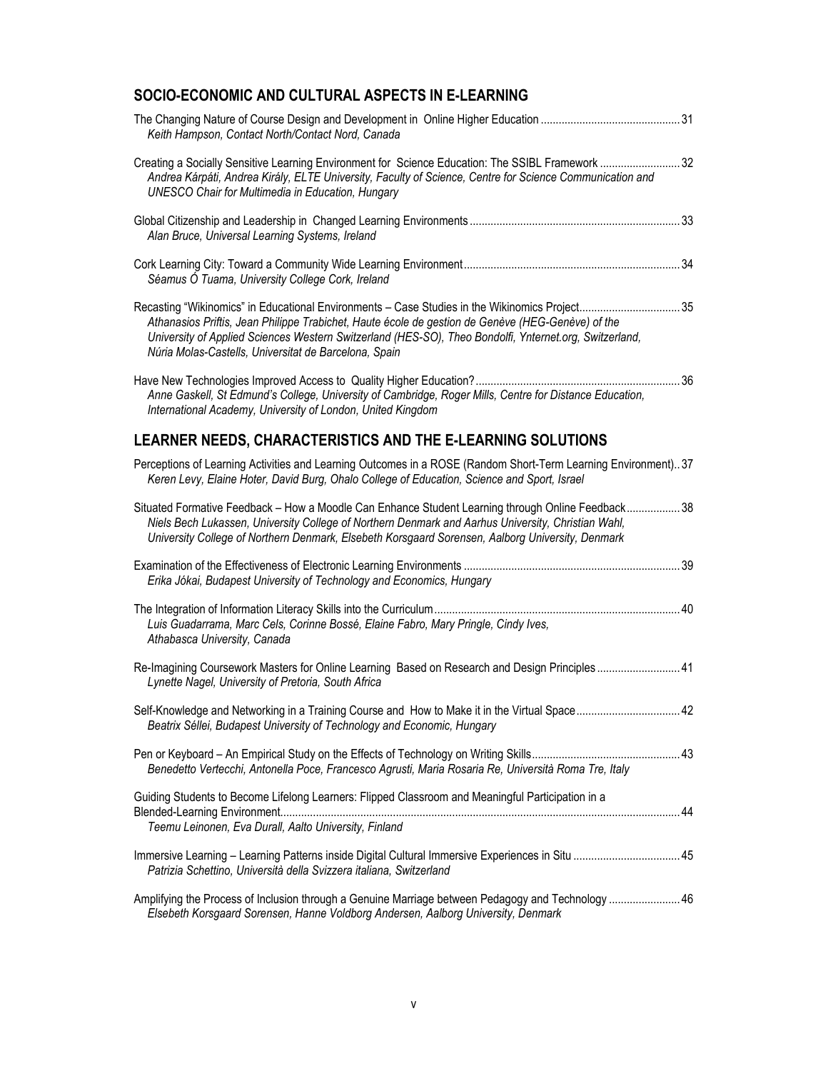## SOCIO-ECONOMIC AND CULTURAL ASPECTS IN E-LEARNING

The Changing Nature of Course Design and Development in Online Higher Education ............................................. 31
*Keith Hampson, Contact North/Contact Nord, Canada*

Creating a Socially Sensitive Learning Environment for Science Education: The SSIBL Framework ........................... 32
*Andrea Kárpáti, Andrea Király, ELTE University, Faculty of Science, Centre for Science Communication and UNESCO Chair for Multimedia in Education, Hungary*

Global Citizenship and Leadership in Changed Learning Environments ...................................................................... 33
*Alan Bruce, Universal Learning Systems, Ireland*

Cork Learning City: Toward a Community Wide Learning Environment ....................................................................... 34
*Séamus Ó Tuama, University College Cork, Ireland*

Recasting "Wikinomics" in Educational Environments – Case Studies in the Wikinomics Project................................. 35
*Athanasios Priftis, Jean Philippe Trabichet, Haute école de gestion de Genève (HEG-Genève) of the University of Applied Sciences Western Switzerland (HES-SO), Theo Bondolfi, Ynternet.org, Switzerland, Núria Molas-Castells, Universitat de Barcelona, Spain*

Have New Technologies Improved Access to Quality Higher Education? .................................................................... 36
*Anne Gaskell, St Edmund's College, University of Cambridge, Roger Mills, Centre for Distance Education, International Academy, University of London, United Kingdom*

## LEARNER NEEDS, CHARACTERISTICS AND THE E-LEARNING SOLUTIONS

Perceptions of Learning Activities and Learning Outcomes in a ROSE (Random Short-Term Learning Environment).. 37
*Keren Levy, Elaine Hoter, David Burg, Ohalo College of Education, Science and Sport, Israel*

Situated Formative Feedback – How a Moodle Can Enhance Student Learning through Online Feedback .................. 38
*Niels Bech Lukassen, University College of Northern Denmark and Aarhus University, Christian Wahl, University College of Northern Denmark, Elsebeth Korsgaard Sorensen, Aalborg University, Denmark*

Examination of the Effectiveness of Electronic Learning Environments ........................................................................ 39
*Erika Jókai, Budapest University of Technology and Economics, Hungary*

The Integration of Information Literacy Skills into the Curriculum .................................................................................. 40
*Luis Guadarrama, Marc Cels, Corinne Bossé, Elaine Fabro, Mary Pringle, Cindy Ives, Athabasca University, Canada*

Re-Imagining Coursework Masters for Online Learning Based on Research and Design Principles ............................ 41
*Lynette Nagel, University of Pretoria, South Africa*

Self-Knowledge and Networking in a Training Course and How to Make it in the Virtual Space .................................. 42
*Beatrix Séllei, Budapest University of Technology and Economic, Hungary*

Pen or Keyboard – An Empirical Study on the Effects of Technology on Writing Skills.................................................. 43
*Benedetto Vertecchi, Antonella Poce, Francesco Agrusti, Maria Rosaria Re, Università Roma Tre, Italy*

Guiding Students to Become Lifelong Learners: Flipped Classroom and Meaningful Participation in a Blended-Learning Environment....................................................................................................................................... 44
*Teemu Leinonen, Eva Durall, Aalto University, Finland*

Immersive Learning – Learning Patterns inside Digital Cultural Immersive Experiences in Situ .................................... 45
*Patrizia Schettino, Università della Svizzera italiana, Switzerland*

Amplifying the Process of Inclusion through a Genuine Marriage between Pedagogy and Technology ........................ 46
*Elsebeth Korsgaard Sorensen, Hanne Voldborg Andersen, Aalborg University, Denmark*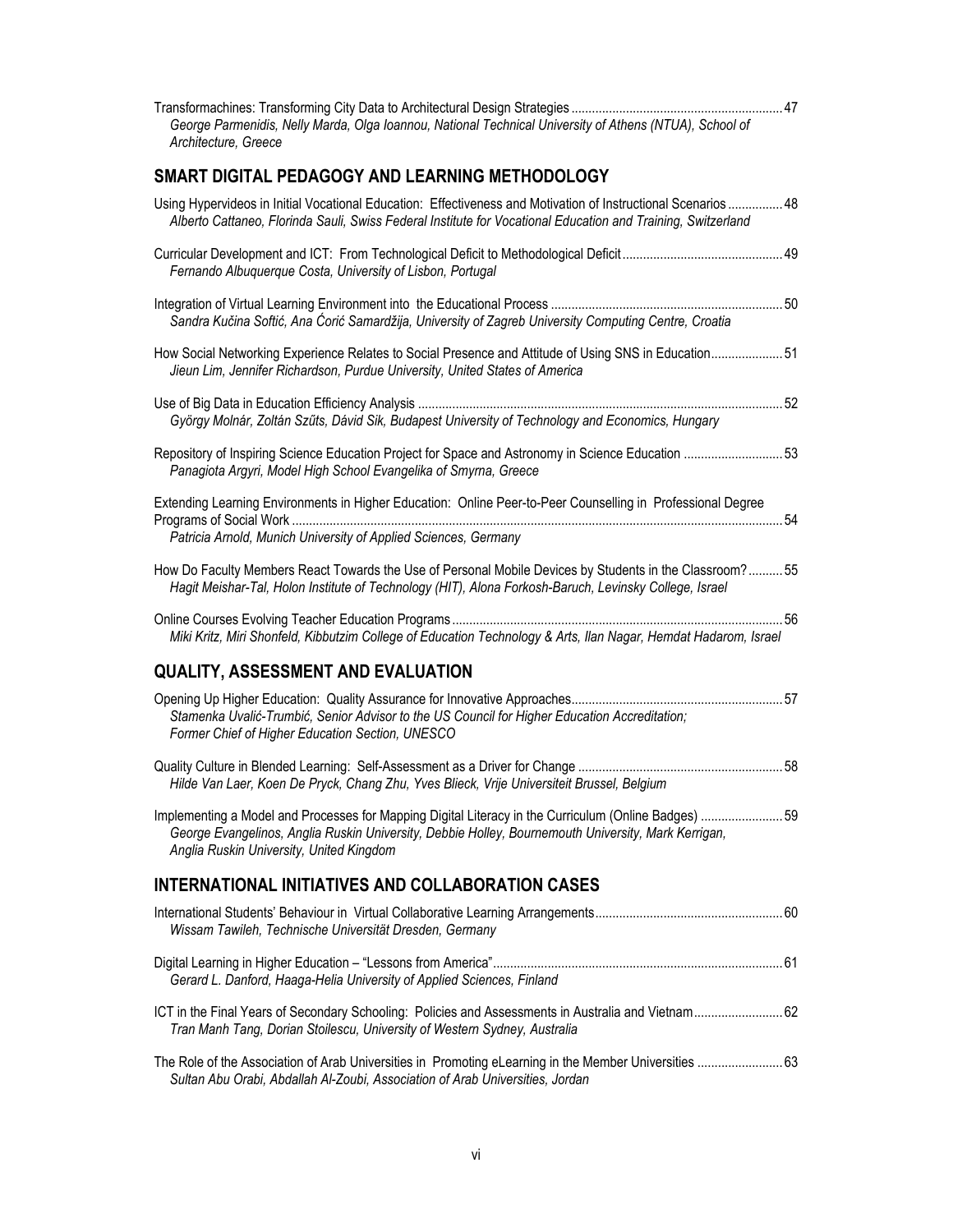Transformachines: Transforming City Data to Architectural Design Strategies ............................................................. 47
*George Parmenidis, Nelly Marda, Olga Ioannou, National Technical University of Athens (NTUA), School of Architecture, Greece*

## SMART DIGITAL PEDAGOGY AND LEARNING METHODOLOGY

Using Hypervideos in Initial Vocational Education: Effectiveness and Motivation of Instructional Scenarios ................ 48
*Alberto Cattaneo, Florinda Sauli, Swiss Federal Institute for Vocational Education and Training, Switzerland*

Curricular Development and ICT: From Technological Deficit to Methodological Deficit .............................................. 49
*Fernando Albuquerque Costa, University of Lisbon, Portugal*

Integration of Virtual Learning Environment into the Educational Process .................................................................... 50
*Sandra Kučina Softić, Ana Ćorić Samardžija, University of Zagreb University Computing Centre, Croatia*

How Social Networking Experience Relates to Social Presence and Attitude of Using SNS in Education..................... 51
*Jieun Lim, Jennifer Richardson, Purdue University, United States of America*

Use of Big Data in Education Efficiency Analysis ......................................................................................................... 52
*György Molnár, Zoltán Szűts, Dávid Sik, Budapest University of Technology and Economics, Hungary*

Repository of Inspiring Science Education Project for Space and Astronomy in Science Education ............................ 53
*Panagiota Argyri, Model High School Evangelika of Smyrna, Greece*

Extending Learning Environments in Higher Education: Online Peer-to-Peer Counselling in Professional Degree Programs of Social Work ............................................................................................................................................... 54
*Patricia Arnold, Munich University of Applied Sciences, Germany*

How Do Faculty Members React Towards the Use of Personal Mobile Devices by Students in the Classroom? .......... 55
*Hagit Meishar-Tal, Holon Institute of Technology (HIT), Alona Forkosh-Baruch, Levinsky College, Israel*

Online Courses Evolving Teacher Education Programs ................................................................................................ 56
*Miki Kritz, Miri Shonfeld, Kibbutzim College of Education Technology & Arts, Ilan Nagar, Hemdat Hadarom, Israel*

## QUALITY, ASSESSMENT AND EVALUATION

Opening Up Higher Education: Quality Assurance for Innovative Approaches............................................................. 57
*Stamenka Uvalić-Trumbić, Senior Advisor to the US Council for Higher Education Accreditation; Former Chief of Higher Education Section, UNESCO*

Quality Culture in Blended Learning: Self-Assessment as a Driver for Change ............................................................ 58
*Hilde Van Laer, Koen De Pryck, Chang Zhu, Yves Blieck, Vrije Universiteit Brussel, Belgium*

Implementing a Model and Processes for Mapping Digital Literacy in the Curriculum (Online Badges) ........................ 59
*George Evangelinos, Anglia Ruskin University, Debbie Holley, Bournemouth University, Mark Kerrigan, Anglia Ruskin University, United Kingdom*

## INTERNATIONAL INITIATIVES AND COLLABORATION CASES

International Students' Behaviour in Virtual Collaborative Learning Arrangements....................................................... 60
*Wissam Tawileh, Technische Universität Dresden, Germany*

Digital Learning in Higher Education – "Lessons from America"..................................................................................... 61
*Gerard L. Danford, Haaga-Helia University of Applied Sciences, Finland*

ICT in the Final Years of Secondary Schooling: Policies and Assessments in Australia and Vietnam.......................... 62
*Tran Manh Tang, Dorian Stoilescu, University of Western Sydney, Australia*

The Role of the Association of Arab Universities in Promoting eLearning in the Member Universities ......................... 63
*Sultan Abu Orabi, Abdallah Al-Zoubi, Association of Arab Universities, Jordan*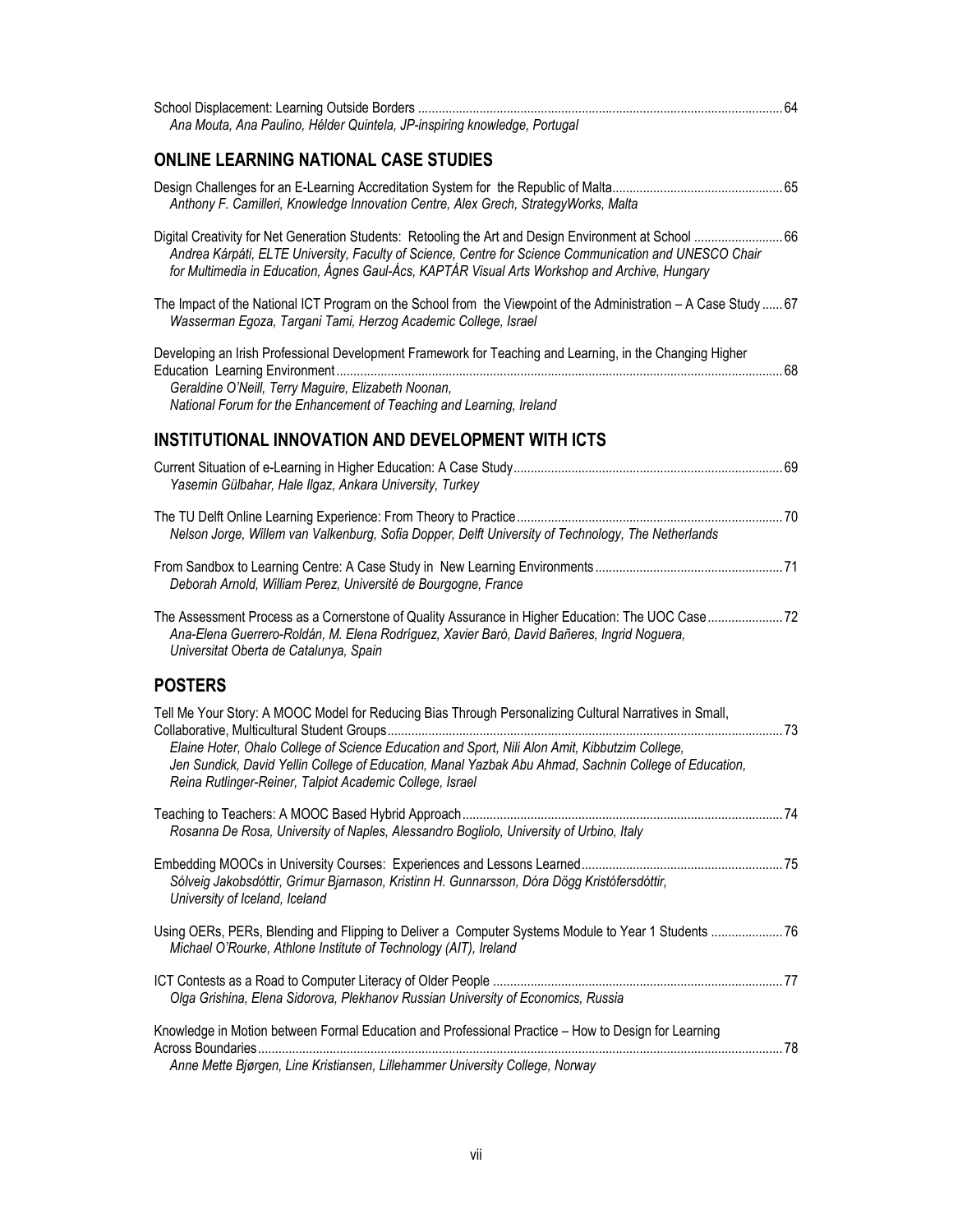School Displacement: Learning Outside Borders ... 64
*Ana Mouta, Ana Paulino, Hélder Quintela, JP-inspiring knowledge, Portugal*

## ONLINE LEARNING NATIONAL CASE STUDIES

Design Challenges for an E-Learning Accreditation System for the Republic of Malta ... 65
*Anthony F. Camilleri, Knowledge Innovation Centre, Alex Grech, StrategyWorks, Malta*

Digital Creativity for Net Generation Students: Retooling the Art and Design Environment at School ... 66
*Andrea Kárpáti, ELTE University, Faculty of Science, Centre for Science Communication and UNESCO Chair for Multimedia in Education, Ágnes Gaul-Ács, KAPTÁR Visual Arts Workshop and Archive, Hungary*

The Impact of the National ICT Program on the School from the Viewpoint of the Administration – A Case Study ... 67
*Wasserman Egoza, Targani Tami, Herzog Academic College, Israel*

Developing an Irish Professional Development Framework for Teaching and Learning, in the Changing Higher Education Learning Environment ... 68
*Geraldine O'Neill, Terry Maguire, Elizabeth Noonan, National Forum for the Enhancement of Teaching and Learning, Ireland*

## INSTITUTIONAL INNOVATION AND DEVELOPMENT WITH ICTS

Current Situation of e-Learning in Higher Education: A Case Study ... 69
*Yasemin Gülbahar, Hale Ilgaz, Ankara University, Turkey*

The TU Delft Online Learning Experience: From Theory to Practice ... 70
*Nelson Jorge, Willem van Valkenburg, Sofia Dopper, Delft University of Technology, The Netherlands*

From Sandbox to Learning Centre: A Case Study in New Learning Environments ... 71
*Deborah Arnold, William Perez, Université de Bourgogne, France*

The Assessment Process as a Cornerstone of Quality Assurance in Higher Education: The UOC Case ... 72
*Ana-Elena Guerrero-Roldán, M. Elena Rodríguez, Xavier Baró, David Bañeres, Ingrid Noguera, Universitat Oberta de Catalunya, Spain*

## POSTERS

Tell Me Your Story: A MOOC Model for Reducing Bias Through Personalizing Cultural Narratives in Small, Collaborative, Multicultural Student Groups ... 73
*Elaine Hoter, Ohalo College of Science Education and Sport, Nili Alon Amit, Kibbutzim College, Jen Sundick, David Yellin College of Education, Manal Yazbak Abu Ahmad, Sachnin College of Education, Reina Rutlinger-Reiner, Talpiot Academic College, Israel*

Teaching to Teachers: A MOOC Based Hybrid Approach ... 74
*Rosanna De Rosa, University of Naples, Alessandro Bogliolo, University of Urbino, Italy*

Embedding MOOCs in University Courses: Experiences and Lessons Learned ... 75
*Sólveig Jakobsdóttir, Grímur Bjarnason, Kristinn H. Gunnarsson, Dóra Dögg Kristófersdóttir, University of Iceland, Iceland*

Using OERs, PERs, Blending and Flipping to Deliver a Computer Systems Module to Year 1 Students ... 76
*Michael O'Rourke, Athlone Institute of Technology (AIT), Ireland*

ICT Contests as a Road to Computer Literacy of Older People ... 77
*Olga Grishina, Elena Sidorova, Plekhanov Russian University of Economics, Russia*

Knowledge in Motion between Formal Education and Professional Practice – How to Design for Learning Across Boundaries ... 78
*Anne Mette Bjørgen, Line Kristiansen, Lillehammer University College, Norway*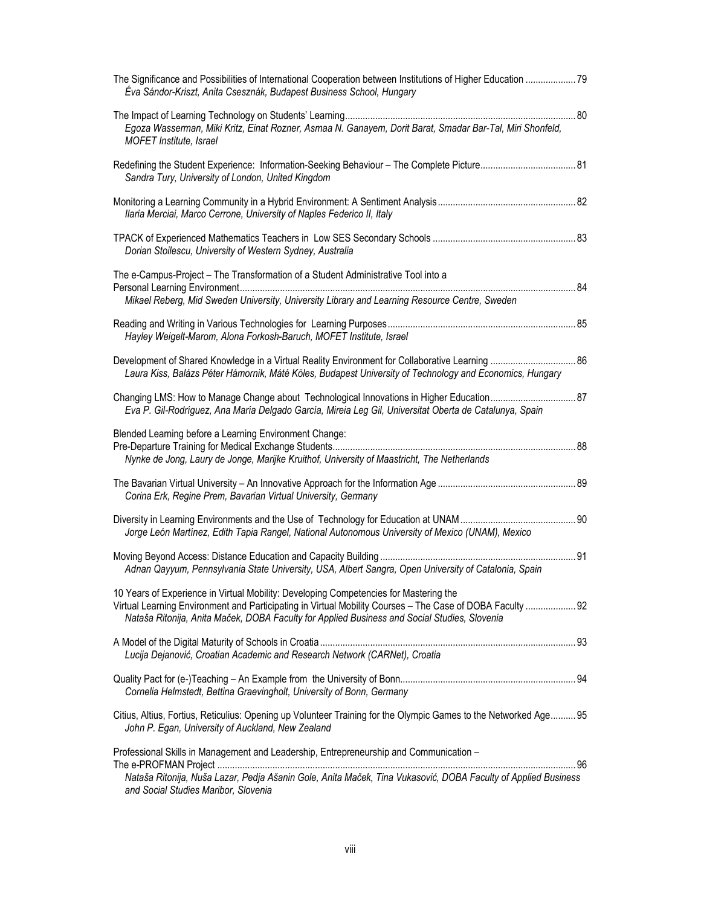The Significance and Possibilities of International Cooperation between Institutions of Higher Education .................... 79
*Éva Sándor-Kriszt, Anita Csesznák, Budapest Business School, Hungary*

The Impact of Learning Technology on Students' Learning ........................................................................................... 80
*Egoza Wasserman, Miki Kritz, Einat Rozner, Asmaa N. Ganayem, Dorit Barat, Smadar Bar-Tal, Miri Shonfeld, MOFET Institute, Israel*

Redefining the Student Experience: Information-Seeking Behaviour – The Complete Picture ..................................... 81
*Sandra Tury, University of London, United Kingdom*

Monitoring a Learning Community in a Hybrid Environment: A Sentiment Analysis ...................................................... 82
*Ilaria Merciai, Marco Cerrone, University of Naples Federico II, Italy*

TPACK of Experienced Mathematics Teachers in Low SES Secondary Schools ........................................................ 83
*Dorian Stoilescu, University of Western Sydney, Australia*

The e-Campus-Project – The Transformation of a Student Administrative Tool into a Personal Learning Environment .................................................................................................................................... 84
*Mikael Reberg, Mid Sweden University, University Library and Learning Resource Centre, Sweden*

Reading and Writing in Various Technologies for Learning Purposes .......................................................................... 85
*Hayley Weigelt-Marom, Alona Forkosh-Baruch, MOFET Institute, Israel*

Development of Shared Knowledge in a Virtual Reality Environment for Collaborative Learning .................................. 86
*Laura Kiss, Balázs Péter Hámornik, Máté Köles, Budapest University of Technology and Economics, Hungary*

Changing LMS: How to Manage Change about Technological Innovations in Higher Education .................................. 87
*Eva P. Gil-Rodríguez, Ana María Delgado García, Mireia Leg Gil, Universitat Oberta de Catalunya, Spain*

Blended Learning before a Learning Environment Change: Pre-Departure Training for Medical Exchange Students ................................................................................................ 88
*Nynke de Jong, Laury de Jonge, Marijke Kruithof, University of Maastricht, The Netherlands*

The Bavarian Virtual University – An Innovative Approach for the Information Age ...................................................... 89
*Corina Erk, Regine Prem, Bavarian Virtual University, Germany*

Diversity in Learning Environments and the Use of Technology for Education at UNAM .............................................. 90
*Jorge León Martínez, Edith Tapia Rangel, National Autonomous University of Mexico (UNAM), Mexico*

Moving Beyond Access: Distance Education and Capacity Building ............................................................................. 91
*Adnan Qayyum, Pennsylvania State University, USA, Albert Sangra, Open University of Catalonia, Spain*

10 Years of Experience in Virtual Mobility: Developing Competencies for Mastering the Virtual Learning Environment and Participating in Virtual Mobility Courses – The Case of DOBA Faculty .................... 92
*Nataša Ritonija, Anita Maček, DOBA Faculty for Applied Business and Social Studies, Slovenia*

A Model of the Digital Maturity of Schools in Croatia ..................................................................................................... 93
*Lucija Dejanović, Croatian Academic and Research Network (CARNet), Croatia*

Quality Pact for (e-)Teaching – An Example from the University of Bonn ...................................................................... 94
*Cornelia Helmstedt, Bettina Graevingholt, University of Bonn, Germany*

Citius, Altius, Fortius, Reticulius: Opening up Volunteer Training for the Olympic Games to the Networked Age .......... 95
*John P. Egan, University of Auckland, New Zealand*

Professional Skills in Management and Leadership, Entrepreneurship and Communication – The e-PROFMAN Project ........................................................................................................................................... 96
*Nataša Ritonija, Nuša Lazar, Pedja Ašanin Gole, Anita Maček, Tina Vukasović, DOBA Faculty of Applied Business and Social Studies Maribor, Slovenia*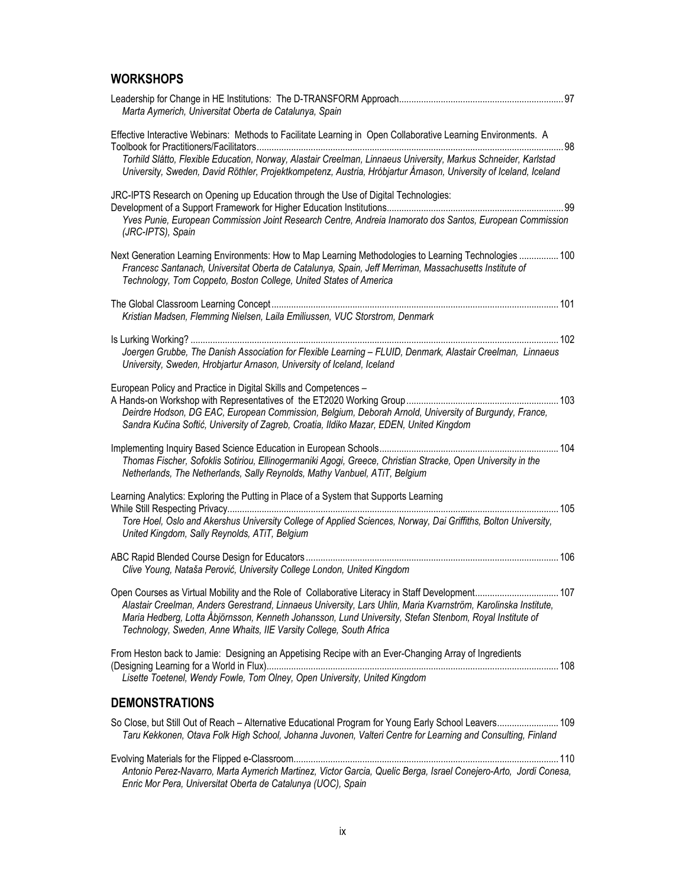## WORKSHOPS

Leadership for Change in HE Institutions: The D-TRANSFORM Approach .... 97
*Marta Aymerich, Universitat Oberta de Catalunya, Spain*

Effective Interactive Webinars: Methods to Facilitate Learning in Open Collaborative Learning Environments. A Toolbook for Practitioners/Facilitators .... 98
*Torhild Slåtto, Flexible Education, Norway, Alastair Creelman, Linnaeus University, Markus Schneider, Karlstad University, Sweden, David Röthler, Projektkompetenz, Austria, Hróbjartur Árnason, University of Iceland, Iceland*

JRC-IPTS Research on Opening up Education through the Use of Digital Technologies: Development of a Support Framework for Higher Education Institutions .... 99
*Yves Punie, European Commission Joint Research Centre, Andreia Inamorato dos Santos, European Commission (JRC-IPTS), Spain*

Next Generation Learning Environments: How to Map Learning Methodologies to Learning Technologies .... 100
*Francesc Santanach, Universitat Oberta de Catalunya, Spain, Jeff Merriman, Massachusetts Institute of Technology, Tom Coppeto, Boston College, United States of America*

The Global Classroom Learning Concept .... 101
*Kristian Madsen, Flemming Nielsen, Laila Emiliussen, VUC Storstrom, Denmark*

Is Lurking Working? .... 102
*Joergen Grubbe, The Danish Association for Flexible Learning – FLUID, Denmark, Alastair Creelman, Linnaeus University, Sweden, Hrobjartur Arnason, University of Iceland, Iceland*

European Policy and Practice in Digital Skills and Competences – A Hands-on Workshop with Representatives of the ET2020 Working Group .... 103
*Deirdre Hodson, DG EAC, European Commission, Belgium, Deborah Arnold, University of Burgundy, France, Sandra Kučina Softić, University of Zagreb, Croatia, Ildiko Mazar, EDEN, United Kingdom*

Implementing Inquiry Based Science Education in European Schools .... 104
*Thomas Fischer, Sofoklis Sotiriou, Ellinogermaniki Agogi, Greece, Christian Stracke, Open University in the Netherlands, The Netherlands, Sally Reynolds, Mathy Vanbuel, ATiT, Belgium*

Learning Analytics: Exploring the Putting in Place of a System that Supports Learning While Still Respecting Privacy .... 105
*Tore Hoel, Oslo and Akershus University College of Applied Sciences, Norway, Dai Griffiths, Bolton University, United Kingdom, Sally Reynolds, ATiT, Belgium*

ABC Rapid Blended Course Design for Educators .... 106
*Clive Young, Nataša Perović, University College London, United Kingdom*

Open Courses as Virtual Mobility and the Role of Collaborative Literacy in Staff Development .... 107
*Alastair Creelman, Anders Gerestrand, Linnaeus University, Lars Uhlin, Maria Kvarnström, Karolinska Institute, Maria Hedberg, Lotta Åbjörnsson, Kenneth Johansson, Lund University, Stefan Stenbom, Royal Institute of Technology, Sweden, Anne Whaits, IIE Varsity College, South Africa*

From Heston back to Jamie: Designing an Appetising Recipe with an Ever-Changing Array of Ingredients (Designing Learning for a World in Flux) .... 108
*Lisette Toetenel, Wendy Fowle, Tom Olney, Open University, United Kingdom*

## DEMONSTRATIONS

So Close, but Still Out of Reach – Alternative Educational Program for Young Early School Leavers .... 109
*Taru Kekkonen, Otava Folk High School, Johanna Juvonen, Valteri Centre for Learning and Consulting, Finland*

Evolving Materials for the Flipped e-Classroom .... 110
*Antonio Perez-Navarro, Marta Aymerich Martinez, Victor Garcia, Quelic Berga, Israel Conejero-Arto, Jordi Conesa, Enric Mor Pera, Universitat Oberta de Catalunya (UOC), Spain*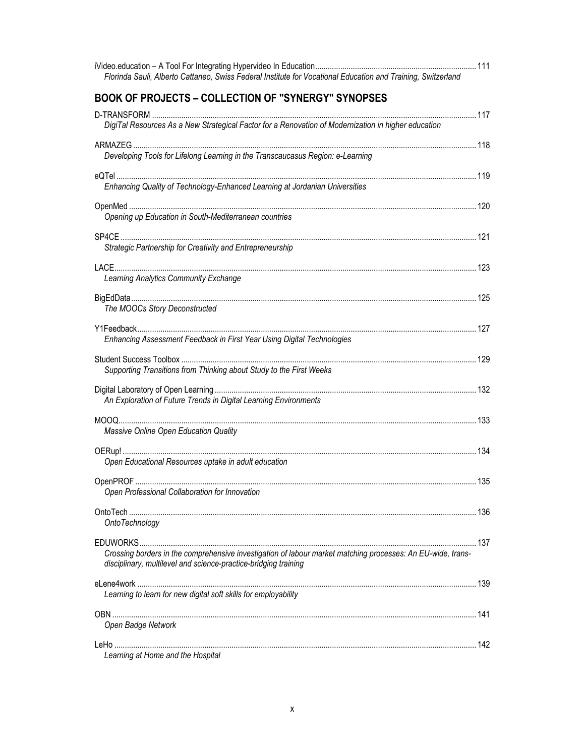iVideo.education – A Tool For Integrating Hypervideo In Education ... 111
*Florinda Sauli, Alberto Cattaneo, Swiss Federal Institute for Vocational Education and Training, Switzerland*

## BOOK OF PROJECTS – COLLECTION OF "SYNERGY" SYNOPSES

D-TRANSFORM ... 117
*DigiTal Resources As a New Strategical Factor for a Renovation of Modernization in higher education*

ARMAZEG ... 118
*Developing Tools for Lifelong Learning in the Transcaucasus Region: e-Learning*

eQTel ... 119
*Enhancing Quality of Technology-Enhanced Learning at Jordanian Universities*

OpenMed ... 120
*Opening up Education in South-Mediterranean countries*

SP4CE ... 121
*Strategic Partnership for Creativity and Entrepreneurship*

LACE ... 123
*Learning Analytics Community Exchange*

BigEdData ... 125
*The MOOCs Story Deconstructed*

Y1Feedback ... 127
*Enhancing Assessment Feedback in First Year Using Digital Technologies*

Student Success Toolbox ... 129
*Supporting Transitions from Thinking about Study to the First Weeks*

Digital Laboratory of Open Learning ... 132
*An Exploration of Future Trends in Digital Learning Environments*

MOOQ ... 133
*Massive Online Open Education Quality*

OERup! ... 134
*Open Educational Resources uptake in adult education*

OpenPROF ... 135
*Open Professional Collaboration for Innovation*

OntoTech ... 136
*OntoTechnology*

EDUWORKS ... 137
*Crossing borders in the comprehensive investigation of labour market matching processes: An EU-wide, trans-disciplinary, multilevel and science-practice-bridging training*

eLene4work ... 139
*Learning to learn for new digital soft skills for employability*

OBN ... 141
*Open Badge Network*

LeHo ... 142
*Learning at Home and the Hospital*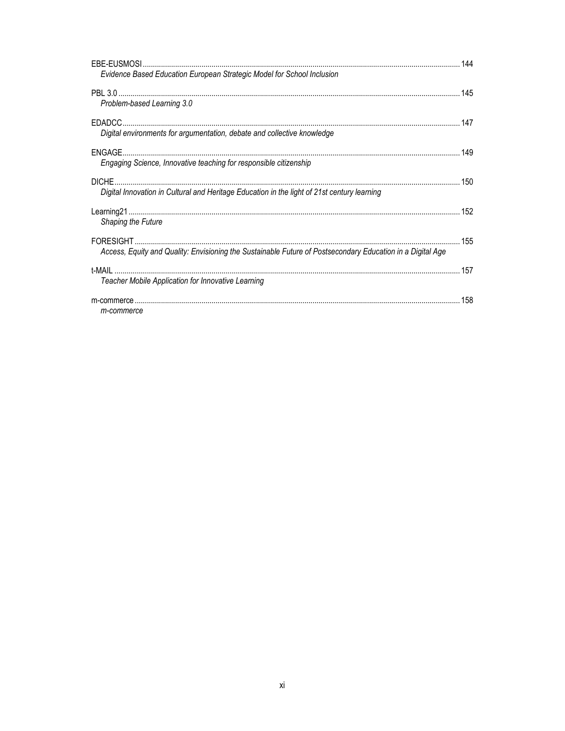EBE-EUSMOSI ........................................................................................................................................................ 144
*Evidence Based Education European Strategic Model for School Inclusion*

PBL 3.0 ................................................................................................................................................................... 145
*Problem-based Learning 3.0*

EDADCC ................................................................................................................................................................. 147
*Digital environments for argumentation, debate and collective knowledge*

ENGAGE ................................................................................................................................................................. 149
*Engaging Science, Innovative teaching for responsible citizenship*

DICHE ..................................................................................................................................................................... 150
*Digital Innovation in Cultural and Heritage Education in the light of 21st century learning*

Learning21 .............................................................................................................................................................. 152
*Shaping the Future*

FORESIGHT ........................................................................................................................................................... 155
*Access, Equity and Quality: Envisioning the Sustainable Future of Postsecondary Education in a Digital Age*

t-MAIL ..................................................................................................................................................................... 157
*Teacher Mobile Application for Innovative Learning*

m-commerce ........................................................................................................................................................... 158
*m-commerce*